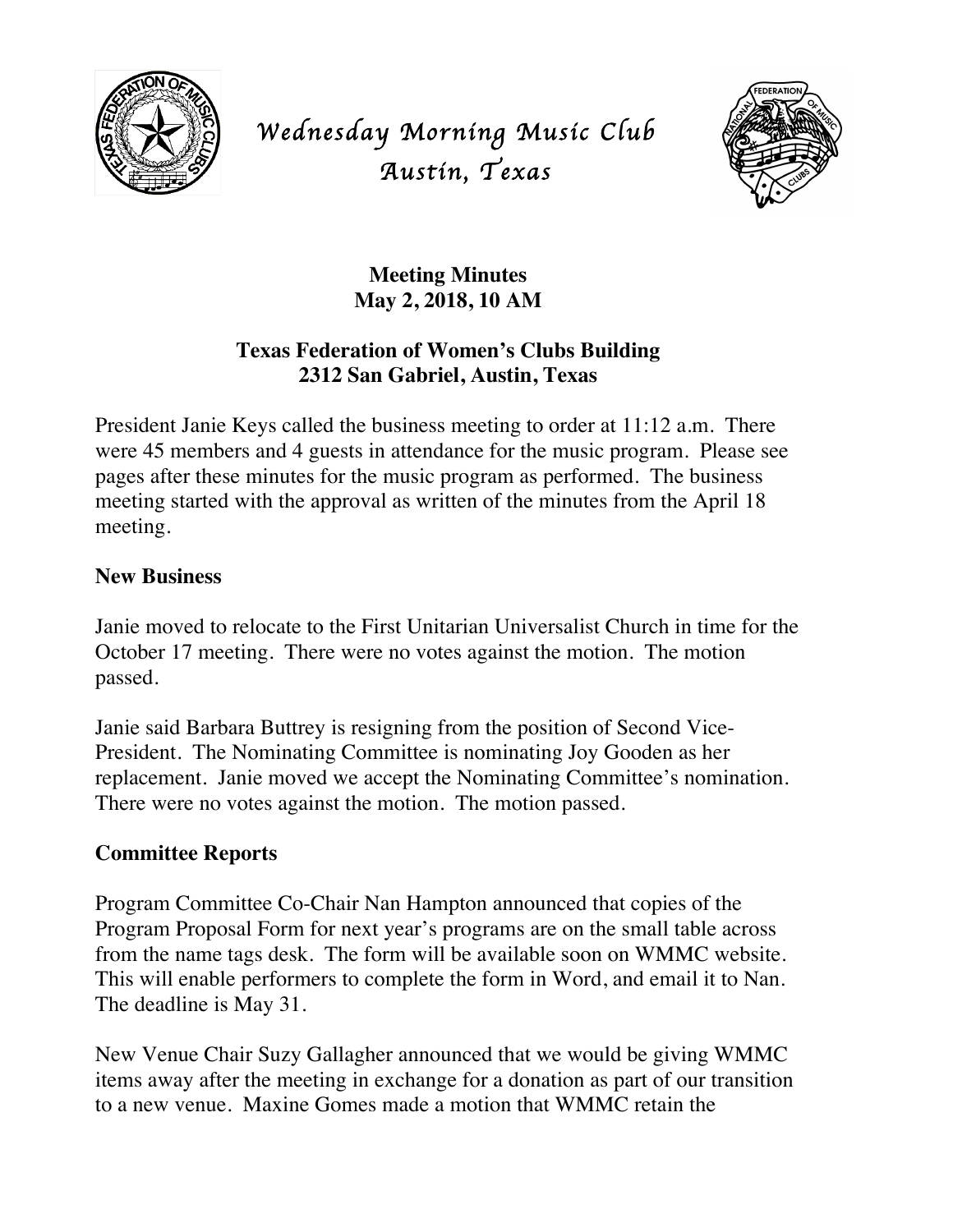# *Wednesday Morning Music Club*
# *Austin, Texas*

**Meeting Minutes**
**May 2, 2018, 10 AM**

**Texas Federation of Women's Clubs Building**
**2312 San Gabriel, Austin, Texas**

President Janie Keys called the business meeting to order at 11:12 a.m. There were 45 members and 4 guests in attendance for the music program. Please see pages after these minutes for the music program as performed. The business meeting started with the approval as written of the minutes from the April 18 meeting.

## New Business

Janie moved to relocate to the First Unitarian Universalist Church in time for the October 17 meeting. There were no votes against the motion. The motion passed.

Janie said Barbara Buttrey is resigning from the position of Second Vice-President. The Nominating Committee is nominating Joy Gooden as her replacement. Janie moved we accept the Nominating Committee's nomination. There were no votes against the motion. The motion passed.

## Committee Reports

Program Committee Co-Chair Nan Hampton announced that copies of the Program Proposal Form for next year's programs are on the small table across from the name tags desk. The form will be available soon on WMMC website. This will enable performers to complete the form in Word, and email it to Nan. The deadline is May 31.

New Venue Chair Suzy Gallagher announced that we would be giving WMMC items away after the meeting in exchange for a donation as part of our transition to a new venue. Maxine Gomes made a motion that WMMC retain the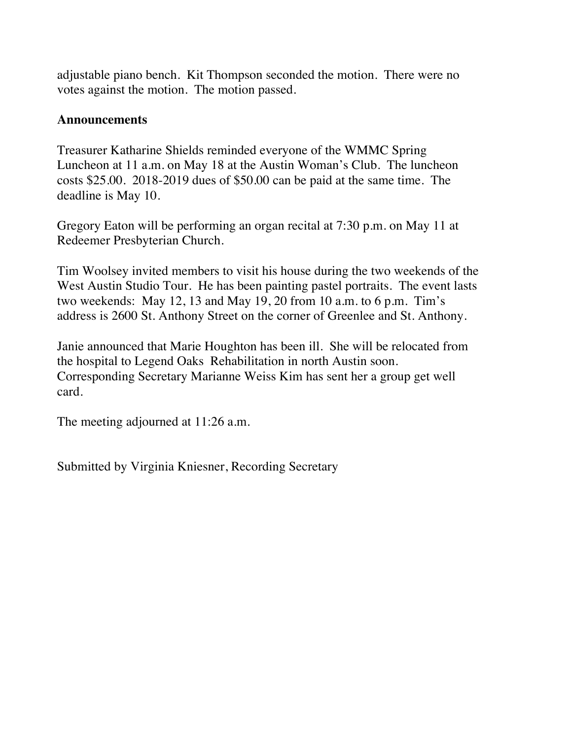adjustable piano bench. Kit Thompson seconded the motion. There were no votes against the motion. The motion passed.

**Announcements**

Treasurer Katharine Shields reminded everyone of the WMMC Spring Luncheon at 11 a.m. on May 18 at the Austin Woman's Club. The luncheon costs $25.00. 2018-2019 dues of $50.00 can be paid at the same time. The deadline is May 10.

Gregory Eaton will be performing an organ recital at 7:30 p.m. on May 11 at Redeemer Presbyterian Church.

Tim Woolsey invited members to visit his house during the two weekends of the West Austin Studio Tour. He has been painting pastel portraits. The event lasts two weekends: May 12, 13 and May 19, 20 from 10 a.m. to 6 p.m. Tim's address is 2600 St. Anthony Street on the corner of Greenlee and St. Anthony.

Janie announced that Marie Houghton has been ill. She will be relocated from the hospital to Legend Oaks Rehabilitation in north Austin soon. Corresponding Secretary Marianne Weiss Kim has sent her a group get well card.

The meeting adjourned at 11:26 a.m.

Submitted by Virginia Kniesner, Recording Secretary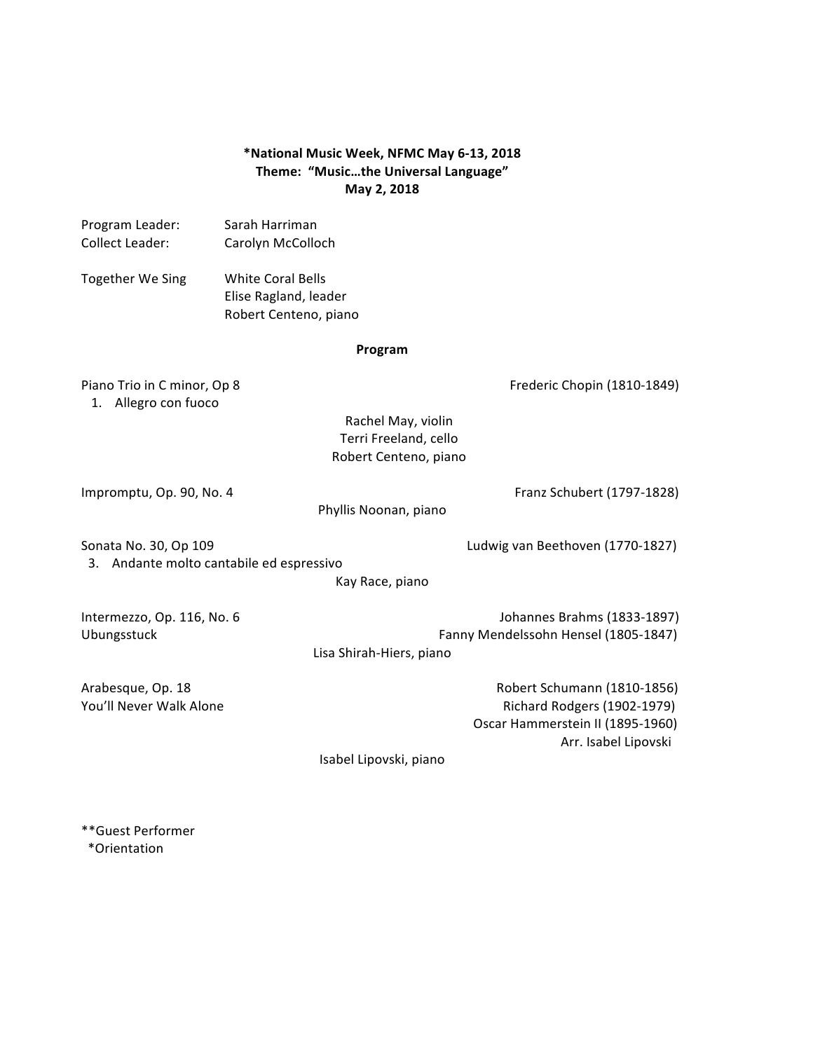**\*National Music Week, NFMC May 6-13, 2018**
**Theme: "Music…the Universal Language"**
**May 2, 2018**

Program Leader: Sarah Harriman
Collect Leader: Carolyn McColloch

Together We Sing
White Coral Bells
Elise Ragland, leader
Robert Centeno, piano

**Program**

Piano Trio in C minor, Op 8 — Frederic Chopin (1810-1849)

1. Allegro con fuoco

Rachel May, violin
Terri Freeland, cello
Robert Centeno, piano

Impromptu, Op. 90, No. 4 — Franz Schubert (1797-1828)

Phyllis Noonan, piano

Sonata No. 30, Op 109 — Ludwig van Beethoven (1770-1827)

3. Andante molto cantabile ed espressivo

Kay Race, piano

Intermezzo, Op. 116, No. 6 — Johannes Brahms (1833-1897)
Ubungsstuck — Fanny Mendelssohn Hensel (1805-1847)

Lisa Shirah-Hiers, piano

Arabesque, Op. 18 — Robert Schumann (1810-1856)
You'll Never Walk Alone — Richard Rodgers (1902-1979)
Oscar Hammerstein II (1895-1960)
Arr. Isabel Lipovski

Isabel Lipovski, piano

\*\*Guest Performer
\*Orientation